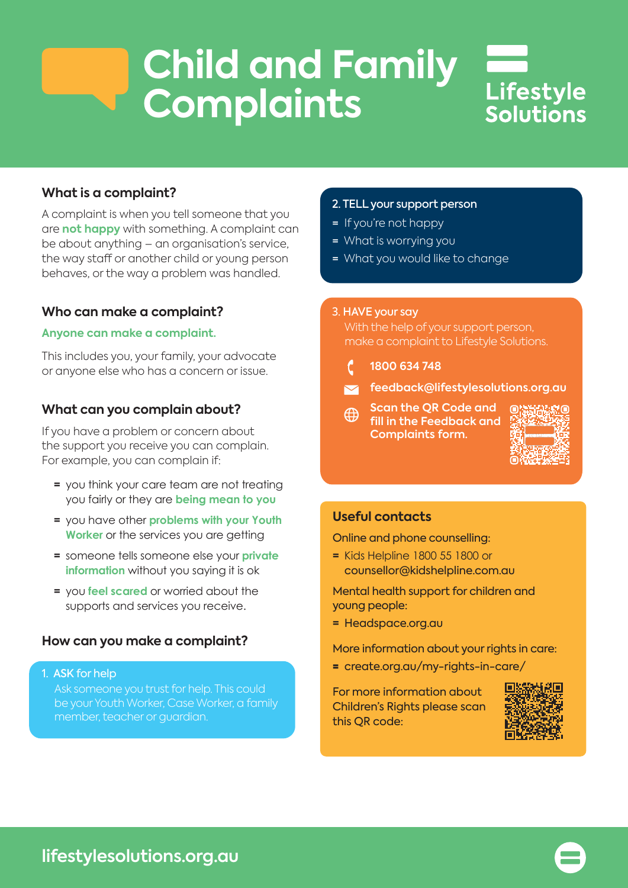# Child and Family Complaints

Lifestyle Solutions

## What is a complaint?

A complaint is when you tell someone that you are **not happy** with something. A complaint can be about anything – an organisation's service, the way staff or another child or young person behaves, or the way a problem was handled.

## Who can make a complaint?

**Anyone can make a complaint.**

This includes you, your family, your advocate or anyone else who has a concern or issue.

## What can you complain about?

If you have a problem or concern about the support you receive you can complain. For example, you can complain if:

- you think your care team are not treating you fairly or they are **being mean to you**
- you have other **problems with your Youth Worker** or the services you are getting
- someone tells someone else your **private information** without you saying it is ok
- you **feel scared** or worried about the supports and services you receive.

## How can you make a complaint?

1. ASK for help
   Ask someone you trust for help. This could be your Youth Worker, Case Worker, a family member, teacher or guardian.

2. TELL your support person
   - If you're not happy
   - What is worrying you
   - What you would like to change

3. HAVE your say
   With the help of your support person, make a complaint to Lifestyle Solutions.
   - **1800 634 748**
   - **feedback@lifestylesolutions.org.au**
   - **Scan the QR Code and fill in the Feedback and Complaints form.**

## Useful contacts

Online and phone counselling:

- Kids Helpline 1800 55 1800 or counsellor@kidshelpline.com.au

Mental health support for children and young people:

- Headspace.org.au

More information about your rights in care:

- create.org.au/my-rights-in-care/

For more information about Children's Rights please scan this QR code:

lifestylesolutions.org.au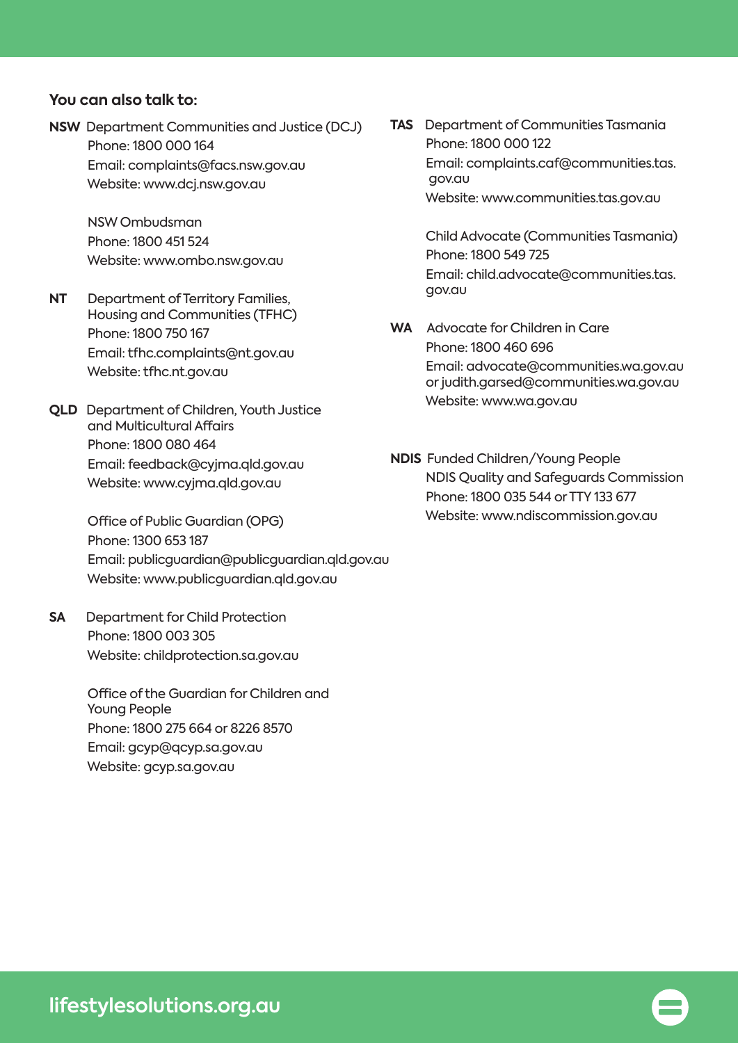### You can also talk to:

**NSW** Department Communities and Justice (DCJ)
Phone: 1800 000 164
Email: complaints@facs.nsw.gov.au
Website: www.dcj.nsw.gov.au

NSW Ombudsman
Phone: 1800 451 524
Website: www.ombo.nsw.gov.au

**NT** Department of Territory Families, Housing and Communities (TFHC)
Phone: 1800 750 167
Email: tfhc.complaints@nt.gov.au
Website: tfhc.nt.gov.au

**QLD** Department of Children, Youth Justice and Multicultural Affairs
Phone: 1800 080 464
Email: feedback@cyjma.qld.gov.au
Website: www.cyjma.qld.gov.au

Office of Public Guardian (OPG)
Phone: 1300 653 187
Email: publicguardian@publicguardian.qld.gov.au
Website: www.publicguardian.qld.gov.au

**SA** Department for Child Protection
Phone: 1800 003 305
Website: childprotection.sa.gov.au

Office of the Guardian for Children and Young People
Phone: 1800 275 664 or 8226 8570
Email: gcyp@gcyp.sa.gov.au
Website: gcyp.sa.gov.au

**TAS** Department of Communities Tasmania
Phone: 1800 000 122
Email: complaints.caf@communities.tas.gov.au
Website: www.communities.tas.gov.au

Child Advocate (Communities Tasmania)
Phone: 1800 549 725
Email: child.advocate@communities.tas.gov.au

**WA** Advocate for Children in Care
Phone: 1800 460 696
Email: advocate@communities.wa.gov.au or judith.garsed@communities.wa.gov.au
Website: www.wa.gov.au

**NDIS** Funded Children/Young People
NDIS Quality and Safeguards Commission
Phone: 1800 035 544 or TTY 133 677
Website: www.ndiscommission.gov.au

lifestylesolutions.org.au